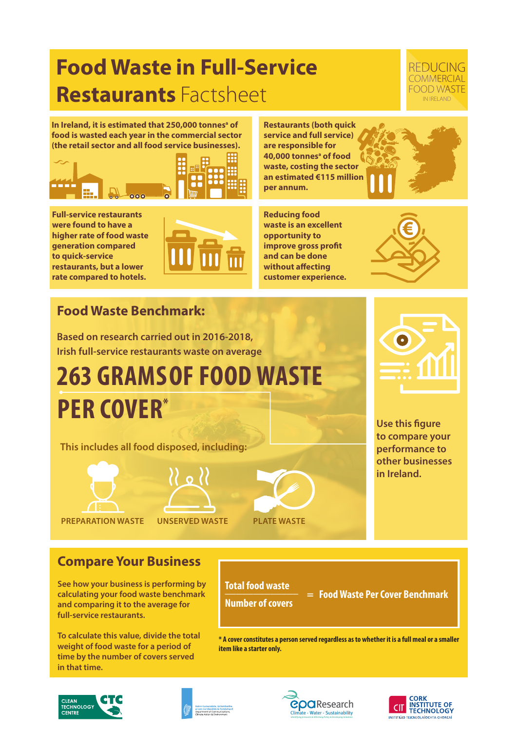# Food Waste in Full-Service Restaurants Factsheet

REDUCING COMMERCIAL FOOD WASTE IN IRELAND

**In Ireland, it is estimated that 250,000 tonnes[a] of food is wasted each year in the commercial sector (the retail sector and all food service businesses).**

**Restaurants (both quick service and full service) are responsible for 40,000 tonnes[a] of food waste, costing the sector an estimated €115 million per annum.**

**Full-service restaurants were found to have a higher rate of food waste generation compared to quick-service restaurants, but a lower rate compared to hotels.**

**Reducing food waste is an excellent opportunity to improve gross profit and can be done without affecting customer experience.**

## Food Waste Benchmark:

Based on research carried out in 2016-2018, Irish full-service restaurants waste on average

# 263 GRAMS OF FOOD WASTE PER COVER*

This includes all food disposed, including:

- PREPARATION WASTE
- UNSERVED WASTE
- PLATE WASTE

Use this figure to compare your performance to other businesses in Ireland.

## Compare Your Business

See how your business is performing by calculating your food waste benchmark and comparing it to the average for full-service restaurants.

To calculate this value, divide the total weight of food waste for a period of time by the number of covers served in that time.

$$\frac{\text{Total food waste}}{\text{Number of covers}} = \text{Food Waste Per Cover Benchmark}$$

**\* A cover constitutes a person served regardless as to whether it is a full meal or a smaller item like a starter only.**

CLEAN TECHNOLOGY CENTRE CTC | Department of Communications, Climate Action & Environment | epa Research Climate - Water - Sustainability | CIT CORK INSTITUTE OF TECHNOLOGY INSTITIÚID TEICNEOLAÍOCHTA CHORCAÍ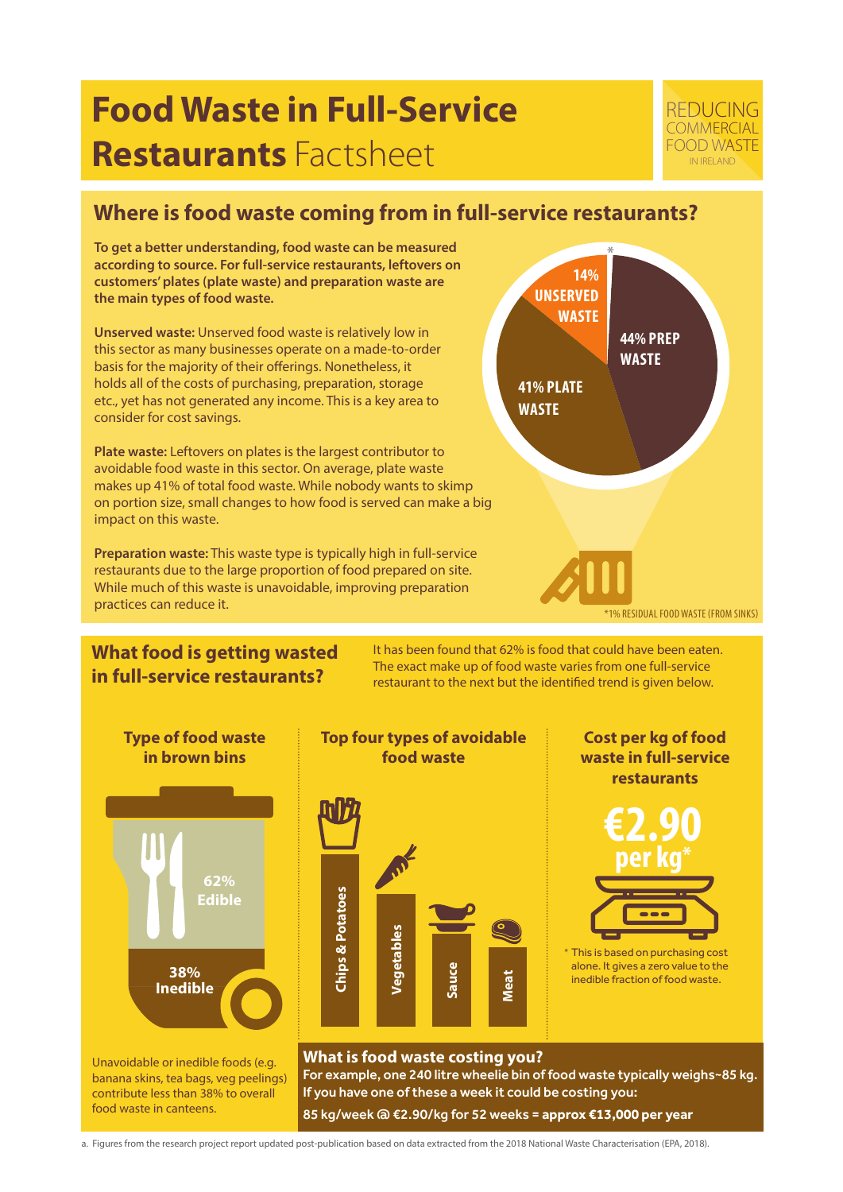# Food Waste in Full-Service Restaurants Factsheet

REDUCING COMMERCIAL FOOD WASTE IN IRELAND

## Where is food waste coming from in full-service restaurants?

**To get a better understanding, food waste can be measured according to source. For full-service restaurants, leftovers on customers' plates (plate waste) and preparation waste are the main types of food waste.**

**Unserved waste:** Unserved food waste is relatively low in this sector as many businesses operate on a made-to-order basis for the majority of their offerings. Nonetheless, it holds all of the costs of purchasing, preparation, storage etc., yet has not generated any income. This is a key area to consider for cost savings.

**Plate waste:** Leftovers on plates is the largest contributor to avoidable food waste in this sector. On average, plate waste makes up 41% of total food waste. While nobody wants to skimp on portion size, small changes to how food is served can make a big impact on this waste.

**Preparation waste:** This waste type is typically high in full-service restaurants due to the large proportion of food prepared on site. While much of this waste is unavoidable, improving preparation practices can reduce it.

14% UNSERVED WASTE

44% PREP WASTE

41% PLATE WASTE

*1% RESIDUAL FOOD WASTE (FROM SINKS)

## What food is getting wasted in full-service restaurants?

It has been found that 62% is food that could have been eaten. The exact make up of food waste varies from one full-service restaurant to the next but the identified trend is given below.

### Type of food waste in brown bins

62% Edible

38% Inedible

### Top four types of avoidable food waste

Chips & Potatoes

Vegetables

Sauce

Meat

### Cost per kg of food waste in full-service restaurants

**€2.90 per kg***

\* This is based on purchasing cost alone. It gives a zero value to the inedible fraction of food waste.

Unavoidable or inedible foods (e.g. banana skins, tea bags, veg peelings) contribute less than 38% to overall food waste in canteens.

### What is food waste costing you?

**For example, one 240 litre wheelie bin of food waste typically weighs~85 kg. If you have one of these a week it could be costing you:**

**85 kg/week @ €2.90/kg for 52 weeks = approx €13,000 per year**

a. Figures from the research project report updated post-publication based on data extracted from the 2018 National Waste Characterisation (EPA, 2018).